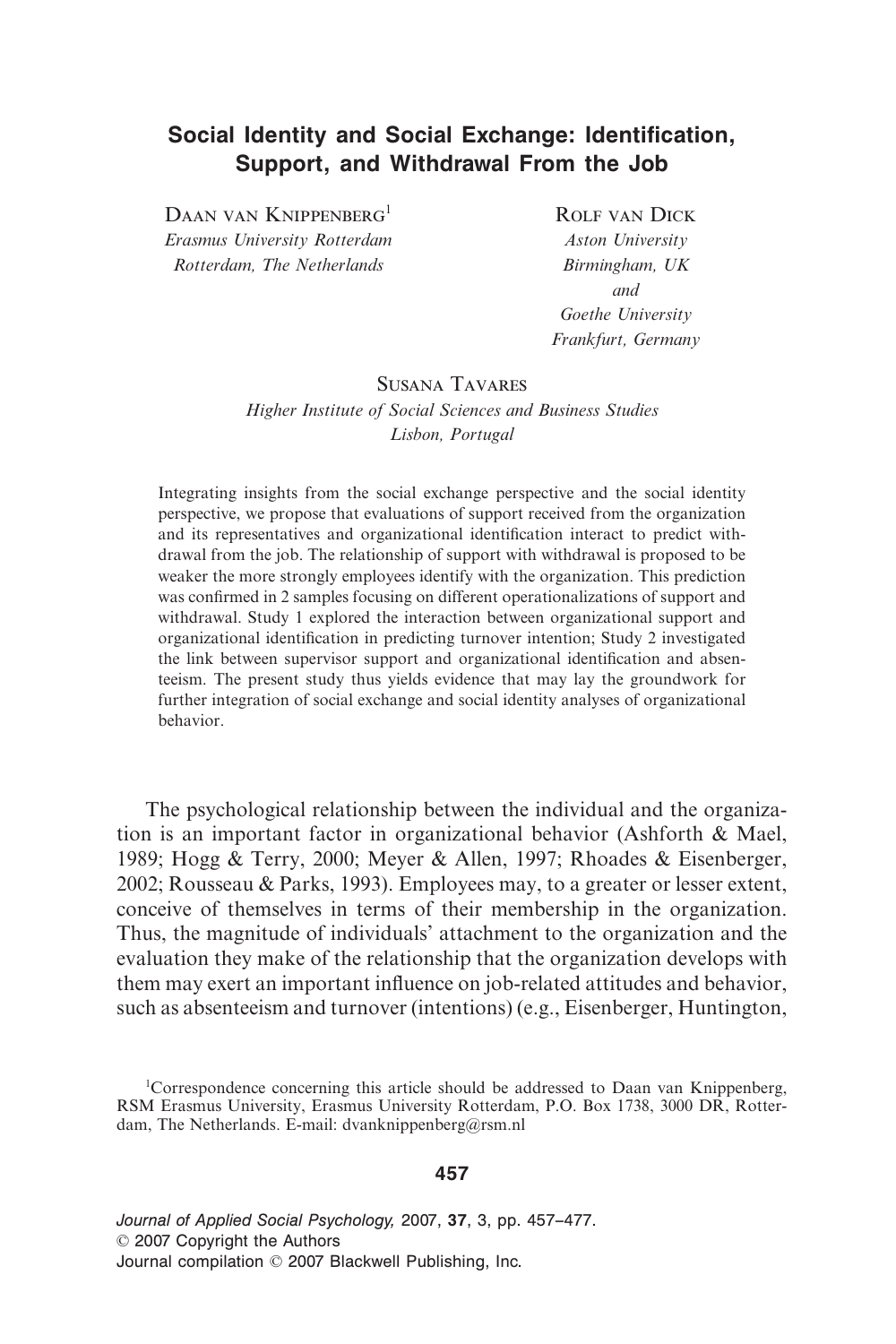# Social Identity and Social Exchange: Identification, Support, and Withdrawal From the Job

Daan van Knippenberg[1]
*Erasmus University Rotterdam*
*Rotterdam, The Netherlands*

Rolf van Dick
*Aston University*
*Birmingham, UK*
*and*
*Goethe University*
*Frankfurt, Germany*

Susana Tavares
*Higher Institute of Social Sciences and Business Studies*
*Lisbon, Portugal*

Integrating insights from the social exchange perspective and the social identity perspective, we propose that evaluations of support received from the organization and its representatives and organizational identification interact to predict withdrawal from the job. The relationship of support with withdrawal is proposed to be weaker the more strongly employees identify with the organization. This prediction was confirmed in 2 samples focusing on different operationalizations of support and withdrawal. Study 1 explored the interaction between organizational support and organizational identification in predicting turnover intention; Study 2 investigated the link between supervisor support and organizational identification and absenteeism. The present study thus yields evidence that may lay the groundwork for further integration of social exchange and social identity analyses of organizational behavior.

The psychological relationship between the individual and the organization is an important factor in organizational behavior (Ashforth & Mael, 1989; Hogg & Terry, 2000; Meyer & Allen, 1997; Rhoades & Eisenberger, 2002; Rousseau & Parks, 1993). Employees may, to a greater or lesser extent, conceive of themselves in terms of their membership in the organization. Thus, the magnitude of individuals' attachment to the organization and the evaluation they make of the relationship that the organization develops with them may exert an important influence on job-related attitudes and behavior, such as absenteeism and turnover (intentions) (e.g., Eisenberger, Huntington,

[1]Correspondence concerning this article should be addressed to Daan van Knippenberg, RSM Erasmus University, Erasmus University Rotterdam, P.O. Box 1738, 3000 DR, Rotterdam, The Netherlands. E-mail: dvanknippenberg@rsm.nl

*Journal of Applied Social Psychology*, 2007, **37**, 3, pp. 457–477.
© 2007 Copyright the Authors
Journal compilation © 2007 Blackwell Publishing, Inc.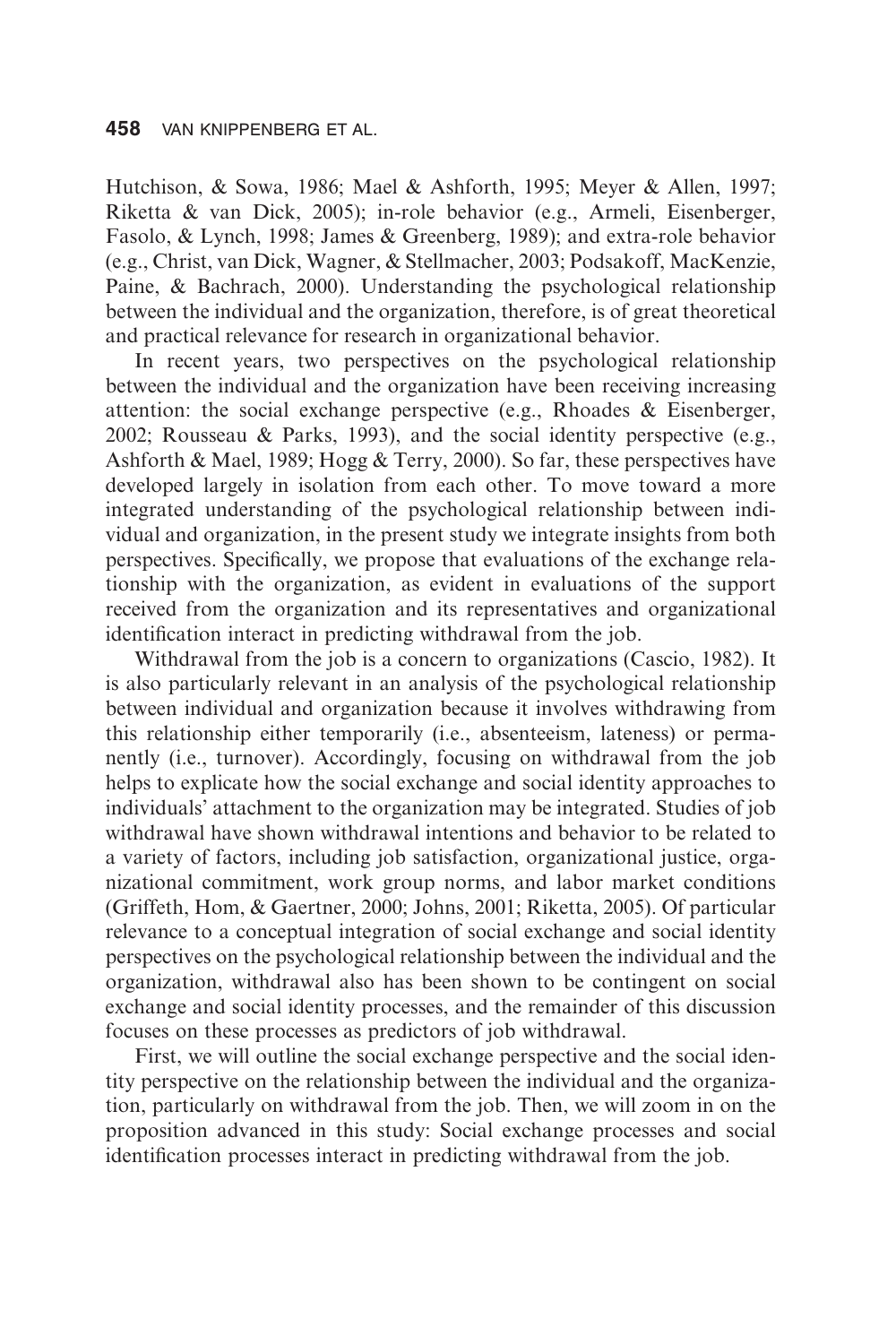Hutchison, & Sowa, 1986; Mael & Ashforth, 1995; Meyer & Allen, 1997; Riketta & van Dick, 2005); in-role behavior (e.g., Armeli, Eisenberger, Fasolo, & Lynch, 1998; James & Greenberg, 1989); and extra-role behavior (e.g., Christ, van Dick, Wagner, & Stellmacher, 2003; Podsakoff, MacKenzie, Paine, & Bachrach, 2000). Understanding the psychological relationship between the individual and the organization, therefore, is of great theoretical and practical relevance for research in organizational behavior.

In recent years, two perspectives on the psychological relationship between the individual and the organization have been receiving increasing attention: the social exchange perspective (e.g., Rhoades & Eisenberger, 2002; Rousseau & Parks, 1993), and the social identity perspective (e.g., Ashforth & Mael, 1989; Hogg & Terry, 2000). So far, these perspectives have developed largely in isolation from each other. To move toward a more integrated understanding of the psychological relationship between individual and organization, in the present study we integrate insights from both perspectives. Specifically, we propose that evaluations of the exchange relationship with the organization, as evident in evaluations of the support received from the organization and its representatives and organizational identification interact in predicting withdrawal from the job.

Withdrawal from the job is a concern to organizations (Cascio, 1982). It is also particularly relevant in an analysis of the psychological relationship between individual and organization because it involves withdrawing from this relationship either temporarily (i.e., absenteeism, lateness) or permanently (i.e., turnover). Accordingly, focusing on withdrawal from the job helps to explicate how the social exchange and social identity approaches to individuals' attachment to the organization may be integrated. Studies of job withdrawal have shown withdrawal intentions and behavior to be related to a variety of factors, including job satisfaction, organizational justice, organizational commitment, work group norms, and labor market conditions (Griffeth, Hom, & Gaertner, 2000; Johns, 2001; Riketta, 2005). Of particular relevance to a conceptual integration of social exchange and social identity perspectives on the psychological relationship between the individual and the organization, withdrawal also has been shown to be contingent on social exchange and social identity processes, and the remainder of this discussion focuses on these processes as predictors of job withdrawal.

First, we will outline the social exchange perspective and the social identity perspective on the relationship between the individual and the organization, particularly on withdrawal from the job. Then, we will zoom in on the proposition advanced in this study: Social exchange processes and social identification processes interact in predicting withdrawal from the job.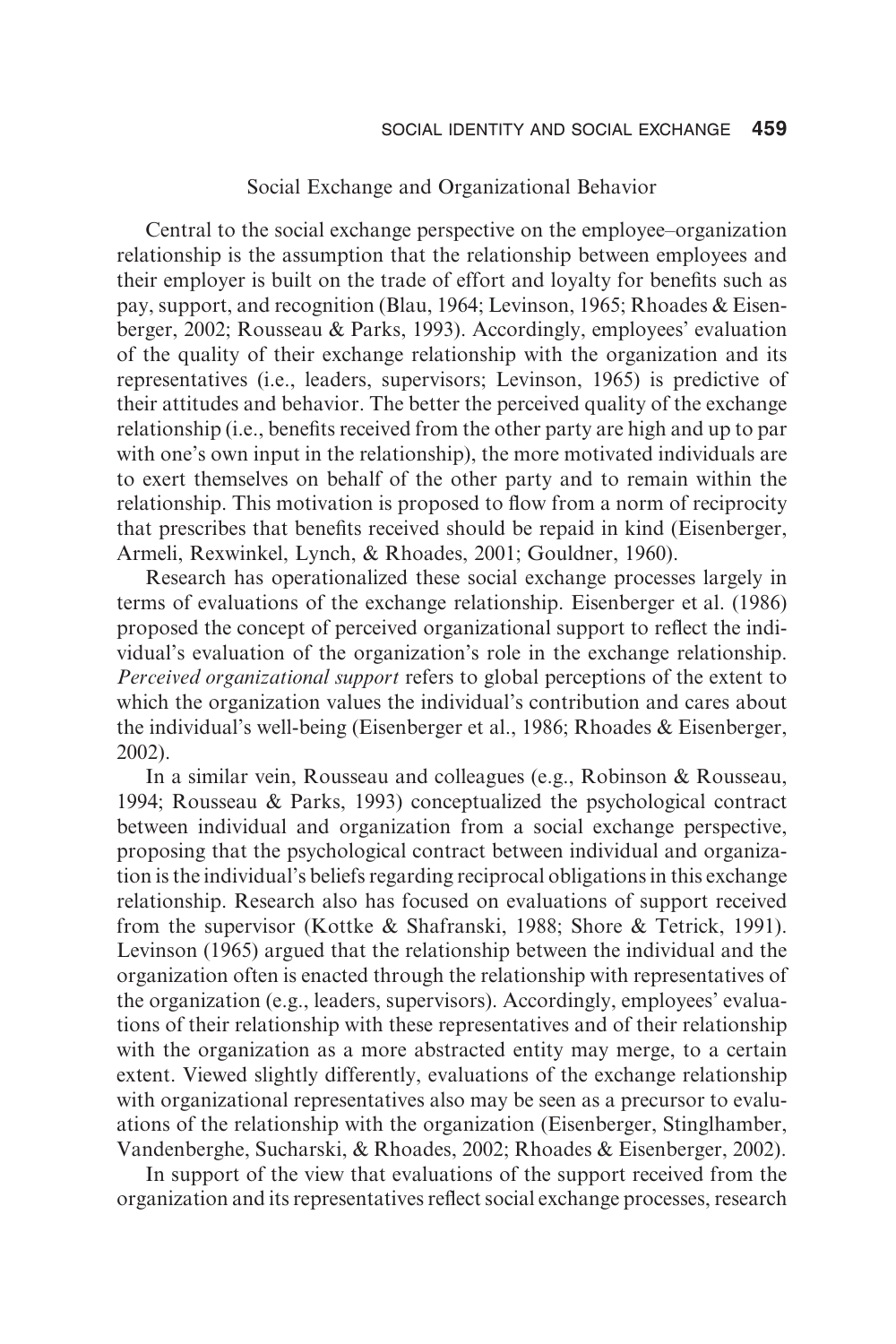## Social Exchange and Organizational Behavior

Central to the social exchange perspective on the employee–organization relationship is the assumption that the relationship between employees and their employer is built on the trade of effort and loyalty for benefits such as pay, support, and recognition (Blau, 1964; Levinson, 1965; Rhoades & Eisenberger, 2002; Rousseau & Parks, 1993). Accordingly, employees' evaluation of the quality of their exchange relationship with the organization and its representatives (i.e., leaders, supervisors; Levinson, 1965) is predictive of their attitudes and behavior. The better the perceived quality of the exchange relationship (i.e., benefits received from the other party are high and up to par with one's own input in the relationship), the more motivated individuals are to exert themselves on behalf of the other party and to remain within the relationship. This motivation is proposed to flow from a norm of reciprocity that prescribes that benefits received should be repaid in kind (Eisenberger, Armeli, Rexwinkel, Lynch, & Rhoades, 2001; Gouldner, 1960).

Research has operationalized these social exchange processes largely in terms of evaluations of the exchange relationship. Eisenberger et al. (1986) proposed the concept of perceived organizational support to reflect the individual's evaluation of the organization's role in the exchange relationship. *Perceived organizational support* refers to global perceptions of the extent to which the organization values the individual's contribution and cares about the individual's well-being (Eisenberger et al., 1986; Rhoades & Eisenberger, 2002).

In a similar vein, Rousseau and colleagues (e.g., Robinson & Rousseau, 1994; Rousseau & Parks, 1993) conceptualized the psychological contract between individual and organization from a social exchange perspective, proposing that the psychological contract between individual and organization is the individual's beliefs regarding reciprocal obligations in this exchange relationship. Research also has focused on evaluations of support received from the supervisor (Kottke & Shafranski, 1988; Shore & Tetrick, 1991). Levinson (1965) argued that the relationship between the individual and the organization often is enacted through the relationship with representatives of the organization (e.g., leaders, supervisors). Accordingly, employees' evaluations of their relationship with these representatives and of their relationship with the organization as a more abstracted entity may merge, to a certain extent. Viewed slightly differently, evaluations of the exchange relationship with organizational representatives also may be seen as a precursor to evaluations of the relationship with the organization (Eisenberger, Stinglhamber, Vandenberghe, Sucharski, & Rhoades, 2002; Rhoades & Eisenberger, 2002).

In support of the view that evaluations of the support received from the organization and its representatives reflect social exchange processes, research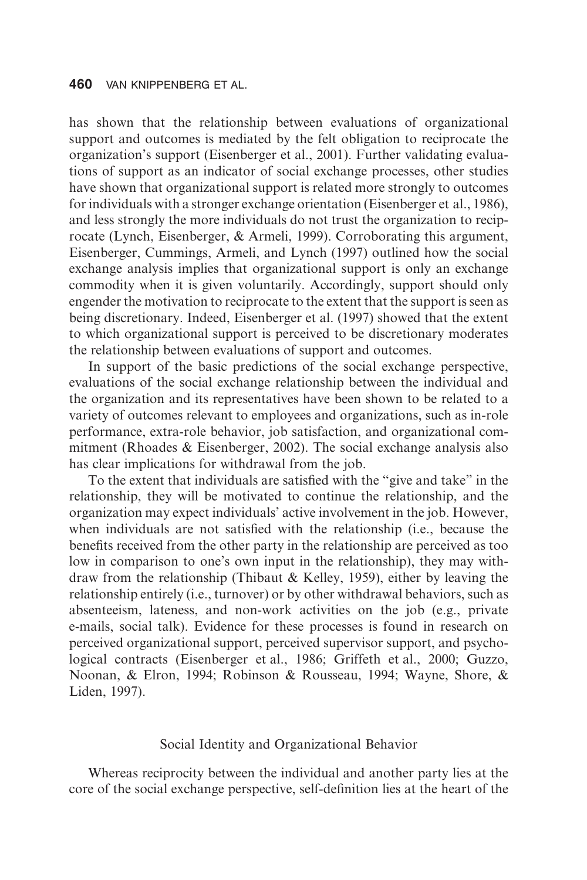has shown that the relationship between evaluations of organizational support and outcomes is mediated by the felt obligation to reciprocate the organization's support (Eisenberger et al., 2001). Further validating evaluations of support as an indicator of social exchange processes, other studies have shown that organizational support is related more strongly to outcomes for individuals with a stronger exchange orientation (Eisenberger et al., 1986), and less strongly the more individuals do not trust the organization to reciprocate (Lynch, Eisenberger, & Armeli, 1999). Corroborating this argument, Eisenberger, Cummings, Armeli, and Lynch (1997) outlined how the social exchange analysis implies that organizational support is only an exchange commodity when it is given voluntarily. Accordingly, support should only engender the motivation to reciprocate to the extent that the support is seen as being discretionary. Indeed, Eisenberger et al. (1997) showed that the extent to which organizational support is perceived to be discretionary moderates the relationship between evaluations of support and outcomes.

In support of the basic predictions of the social exchange perspective, evaluations of the social exchange relationship between the individual and the organization and its representatives have been shown to be related to a variety of outcomes relevant to employees and organizations, such as in-role performance, extra-role behavior, job satisfaction, and organizational commitment (Rhoades & Eisenberger, 2002). The social exchange analysis also has clear implications for withdrawal from the job.

To the extent that individuals are satisfied with the "give and take" in the relationship, they will be motivated to continue the relationship, and the organization may expect individuals' active involvement in the job. However, when individuals are not satisfied with the relationship (i.e., because the benefits received from the other party in the relationship are perceived as too low in comparison to one's own input in the relationship), they may withdraw from the relationship (Thibaut & Kelley, 1959), either by leaving the relationship entirely (i.e., turnover) or by other withdrawal behaviors, such as absenteeism, lateness, and non-work activities on the job (e.g., private e-mails, social talk). Evidence for these processes is found in research on perceived organizational support, perceived supervisor support, and psychological contracts (Eisenberger et al., 1986; Griffeth et al., 2000; Guzzo, Noonan, & Elron, 1994; Robinson & Rousseau, 1994; Wayne, Shore, & Liden, 1997).

## Social Identity and Organizational Behavior

Whereas reciprocity between the individual and another party lies at the core of the social exchange perspective, self-definition lies at the heart of the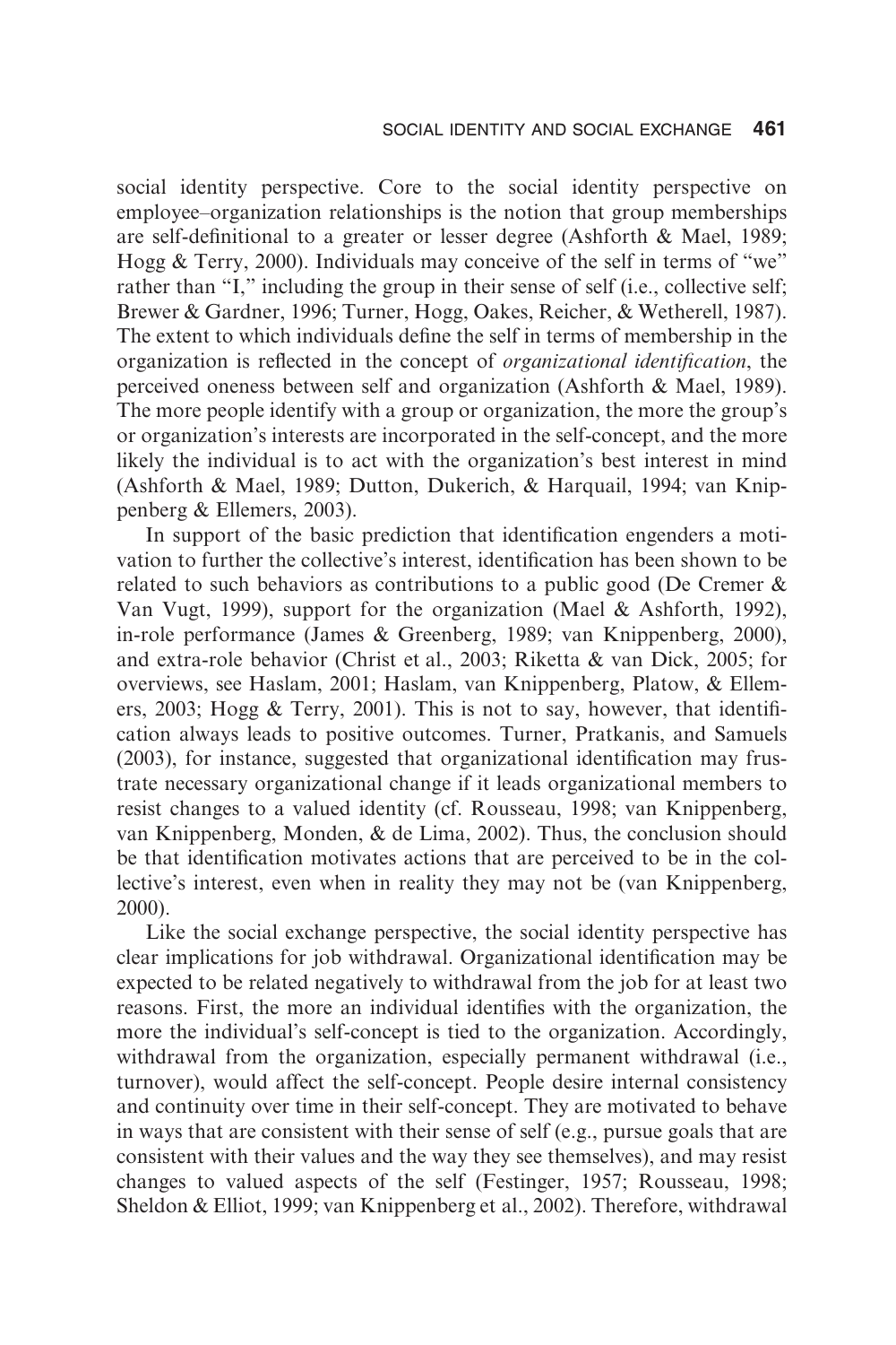social identity perspective. Core to the social identity perspective on employee–organization relationships is the notion that group memberships are self-definitional to a greater or lesser degree (Ashforth & Mael, 1989; Hogg & Terry, 2000). Individuals may conceive of the self in terms of "we" rather than "I," including the group in their sense of self (i.e., collective self; Brewer & Gardner, 1996; Turner, Hogg, Oakes, Reicher, & Wetherell, 1987). The extent to which individuals define the self in terms of membership in the organization is reflected in the concept of *organizational identification*, the perceived oneness between self and organization (Ashforth & Mael, 1989). The more people identify with a group or organization, the more the group's or organization's interests are incorporated in the self-concept, and the more likely the individual is to act with the organization's best interest in mind (Ashforth & Mael, 1989; Dutton, Dukerich, & Harquail, 1994; van Knippenberg & Ellemers, 2003).

In support of the basic prediction that identification engenders a motivation to further the collective's interest, identification has been shown to be related to such behaviors as contributions to a public good (De Cremer & Van Vugt, 1999), support for the organization (Mael & Ashforth, 1992), in-role performance (James & Greenberg, 1989; van Knippenberg, 2000), and extra-role behavior (Christ et al., 2003; Riketta & van Dick, 2005; for overviews, see Haslam, 2001; Haslam, van Knippenberg, Platow, & Ellemers, 2003; Hogg & Terry, 2001). This is not to say, however, that identification always leads to positive outcomes. Turner, Pratkanis, and Samuels (2003), for instance, suggested that organizational identification may frustrate necessary organizational change if it leads organizational members to resist changes to a valued identity (cf. Rousseau, 1998; van Knippenberg, van Knippenberg, Monden, & de Lima, 2002). Thus, the conclusion should be that identification motivates actions that are perceived to be in the collective's interest, even when in reality they may not be (van Knippenberg, 2000).

Like the social exchange perspective, the social identity perspective has clear implications for job withdrawal. Organizational identification may be expected to be related negatively to withdrawal from the job for at least two reasons. First, the more an individual identifies with the organization, the more the individual's self-concept is tied to the organization. Accordingly, withdrawal from the organization, especially permanent withdrawal (i.e., turnover), would affect the self-concept. People desire internal consistency and continuity over time in their self-concept. They are motivated to behave in ways that are consistent with their sense of self (e.g., pursue goals that are consistent with their values and the way they see themselves), and may resist changes to valued aspects of the self (Festinger, 1957; Rousseau, 1998; Sheldon & Elliot, 1999; van Knippenberg et al., 2002). Therefore, withdrawal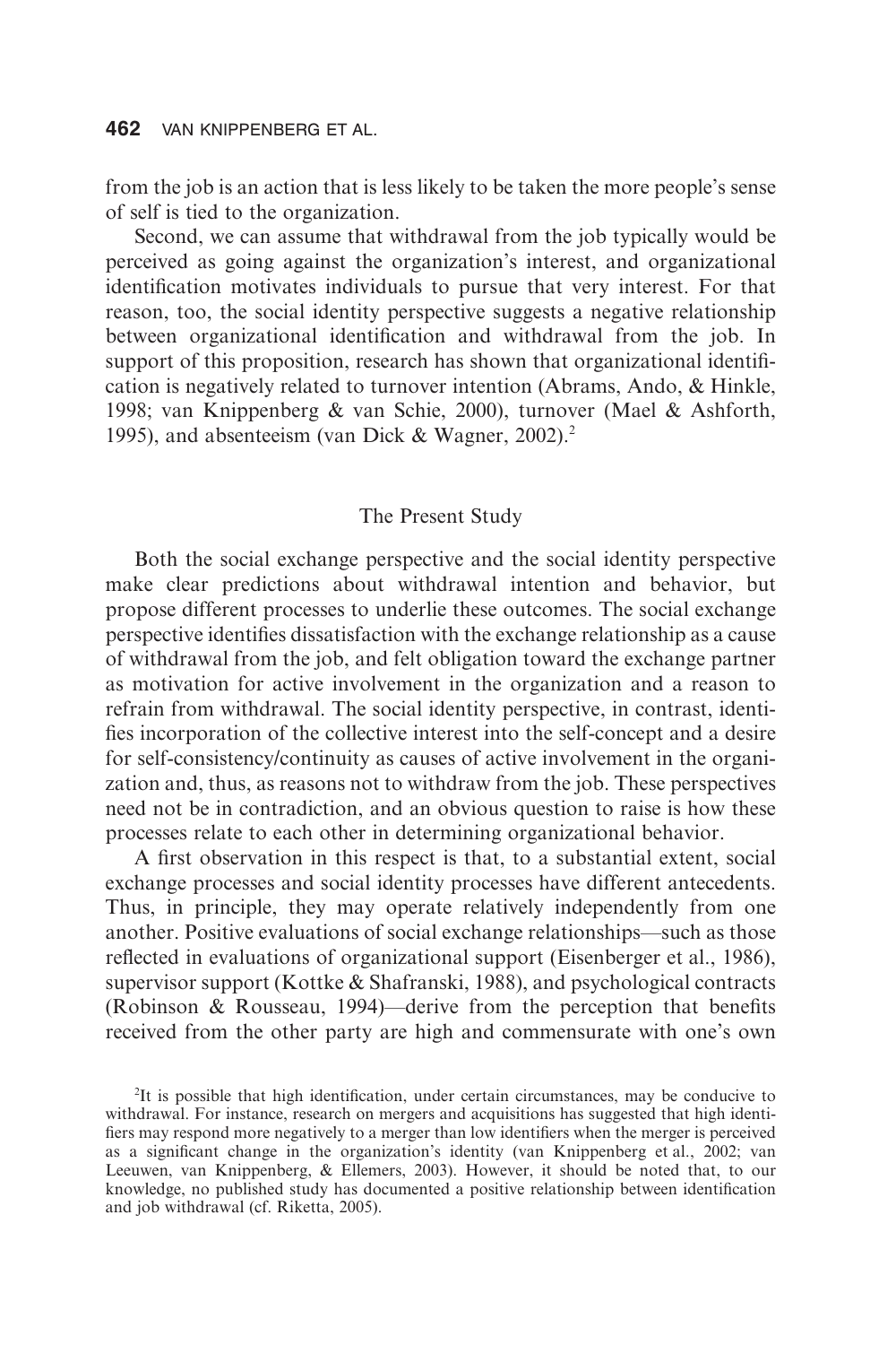from the job is an action that is less likely to be taken the more people's sense of self is tied to the organization.

Second, we can assume that withdrawal from the job typically would be perceived as going against the organization's interest, and organizational identification motivates individuals to pursue that very interest. For that reason, too, the social identity perspective suggests a negative relationship between organizational identification and withdrawal from the job. In support of this proposition, research has shown that organizational identification is negatively related to turnover intention (Abrams, Ando, & Hinkle, 1998; van Knippenberg & van Schie, 2000), turnover (Mael & Ashforth, 1995), and absenteeism (van Dick & Wagner, 2002).[2]

## The Present Study

Both the social exchange perspective and the social identity perspective make clear predictions about withdrawal intention and behavior, but propose different processes to underlie these outcomes. The social exchange perspective identifies dissatisfaction with the exchange relationship as a cause of withdrawal from the job, and felt obligation toward the exchange partner as motivation for active involvement in the organization and a reason to refrain from withdrawal. The social identity perspective, in contrast, identifies incorporation of the collective interest into the self-concept and a desire for self-consistency/continuity as causes of active involvement in the organization and, thus, as reasons not to withdraw from the job. These perspectives need not be in contradiction, and an obvious question to raise is how these processes relate to each other in determining organizational behavior.

A first observation in this respect is that, to a substantial extent, social exchange processes and social identity processes have different antecedents. Thus, in principle, they may operate relatively independently from one another. Positive evaluations of social exchange relationships—such as those reflected in evaluations of organizational support (Eisenberger et al., 1986), supervisor support (Kottke & Shafranski, 1988), and psychological contracts (Robinson & Rousseau, 1994)—derive from the perception that benefits received from the other party are high and commensurate with one's own

[2]It is possible that high identification, under certain circumstances, may be conducive to withdrawal. For instance, research on mergers and acquisitions has suggested that high identifiers may respond more negatively to a merger than low identifiers when the merger is perceived as a significant change in the organization's identity (van Knippenberg et al., 2002; van Leeuwen, van Knippenberg, & Ellemers, 2003). However, it should be noted that, to our knowledge, no published study has documented a positive relationship between identification and job withdrawal (cf. Riketta, 2005).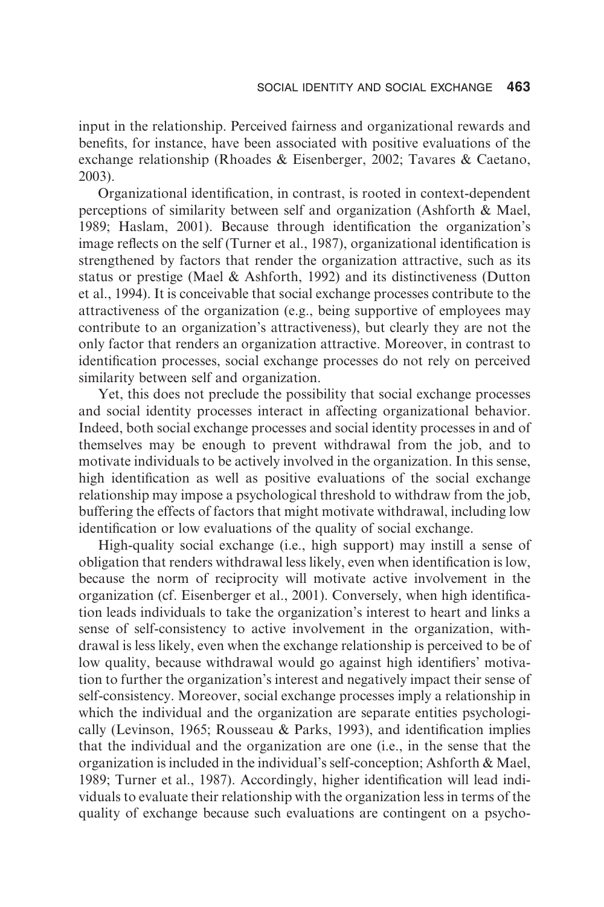input in the relationship. Perceived fairness and organizational rewards and benefits, for instance, have been associated with positive evaluations of the exchange relationship (Rhoades & Eisenberger, 2002; Tavares & Caetano, 2003).

Organizational identification, in contrast, is rooted in context-dependent perceptions of similarity between self and organization (Ashforth & Mael, 1989; Haslam, 2001). Because through identification the organization's image reflects on the self (Turner et al., 1987), organizational identification is strengthened by factors that render the organization attractive, such as its status or prestige (Mael & Ashforth, 1992) and its distinctiveness (Dutton et al., 1994). It is conceivable that social exchange processes contribute to the attractiveness of the organization (e.g., being supportive of employees may contribute to an organization's attractiveness), but clearly they are not the only factor that renders an organization attractive. Moreover, in contrast to identification processes, social exchange processes do not rely on perceived similarity between self and organization.

Yet, this does not preclude the possibility that social exchange processes and social identity processes interact in affecting organizational behavior. Indeed, both social exchange processes and social identity processes in and of themselves may be enough to prevent withdrawal from the job, and to motivate individuals to be actively involved in the organization. In this sense, high identification as well as positive evaluations of the social exchange relationship may impose a psychological threshold to withdraw from the job, buffering the effects of factors that might motivate withdrawal, including low identification or low evaluations of the quality of social exchange.

High-quality social exchange (i.e., high support) may instill a sense of obligation that renders withdrawal less likely, even when identification is low, because the norm of reciprocity will motivate active involvement in the organization (cf. Eisenberger et al., 2001). Conversely, when high identification leads individuals to take the organization's interest to heart and links a sense of self-consistency to active involvement in the organization, withdrawal is less likely, even when the exchange relationship is perceived to be of low quality, because withdrawal would go against high identifiers' motivation to further the organization's interest and negatively impact their sense of self-consistency. Moreover, social exchange processes imply a relationship in which the individual and the organization are separate entities psychologically (Levinson, 1965; Rousseau & Parks, 1993), and identification implies that the individual and the organization are one (i.e., in the sense that the organization is included in the individual's self-conception; Ashforth & Mael, 1989; Turner et al., 1987). Accordingly, higher identification will lead individuals to evaluate their relationship with the organization less in terms of the quality of exchange because such evaluations are contingent on a psycho-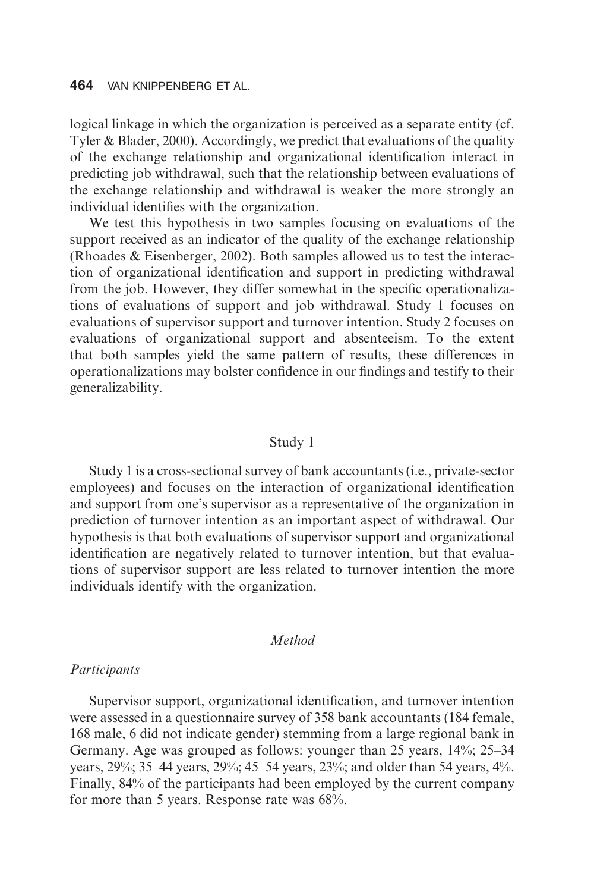logical linkage in which the organization is perceived as a separate entity (cf. Tyler & Blader, 2000). Accordingly, we predict that evaluations of the quality of the exchange relationship and organizational identification interact in predicting job withdrawal, such that the relationship between evaluations of the exchange relationship and withdrawal is weaker the more strongly an individual identifies with the organization.

We test this hypothesis in two samples focusing on evaluations of the support received as an indicator of the quality of the exchange relationship (Rhoades & Eisenberger, 2002). Both samples allowed us to test the interaction of organizational identification and support in predicting withdrawal from the job. However, they differ somewhat in the specific operationalizations of evaluations of support and job withdrawal. Study 1 focuses on evaluations of supervisor support and turnover intention. Study 2 focuses on evaluations of organizational support and absenteeism. To the extent that both samples yield the same pattern of results, these differences in operationalizations may bolster confidence in our findings and testify to their generalizability.

## Study 1

Study 1 is a cross-sectional survey of bank accountants (i.e., private-sector employees) and focuses on the interaction of organizational identification and support from one's supervisor as a representative of the organization in prediction of turnover intention as an important aspect of withdrawal. Our hypothesis is that both evaluations of supervisor support and organizational identification are negatively related to turnover intention, but that evaluations of supervisor support are less related to turnover intention the more individuals identify with the organization.

### *Method*

#### *Participants*

Supervisor support, organizational identification, and turnover intention were assessed in a questionnaire survey of 358 bank accountants (184 female, 168 male, 6 did not indicate gender) stemming from a large regional bank in Germany. Age was grouped as follows: younger than 25 years, 14%; 25–34 years, 29%; 35–44 years, 29%; 45–54 years, 23%; and older than 54 years, 4%. Finally, 84% of the participants had been employed by the current company for more than 5 years. Response rate was 68%.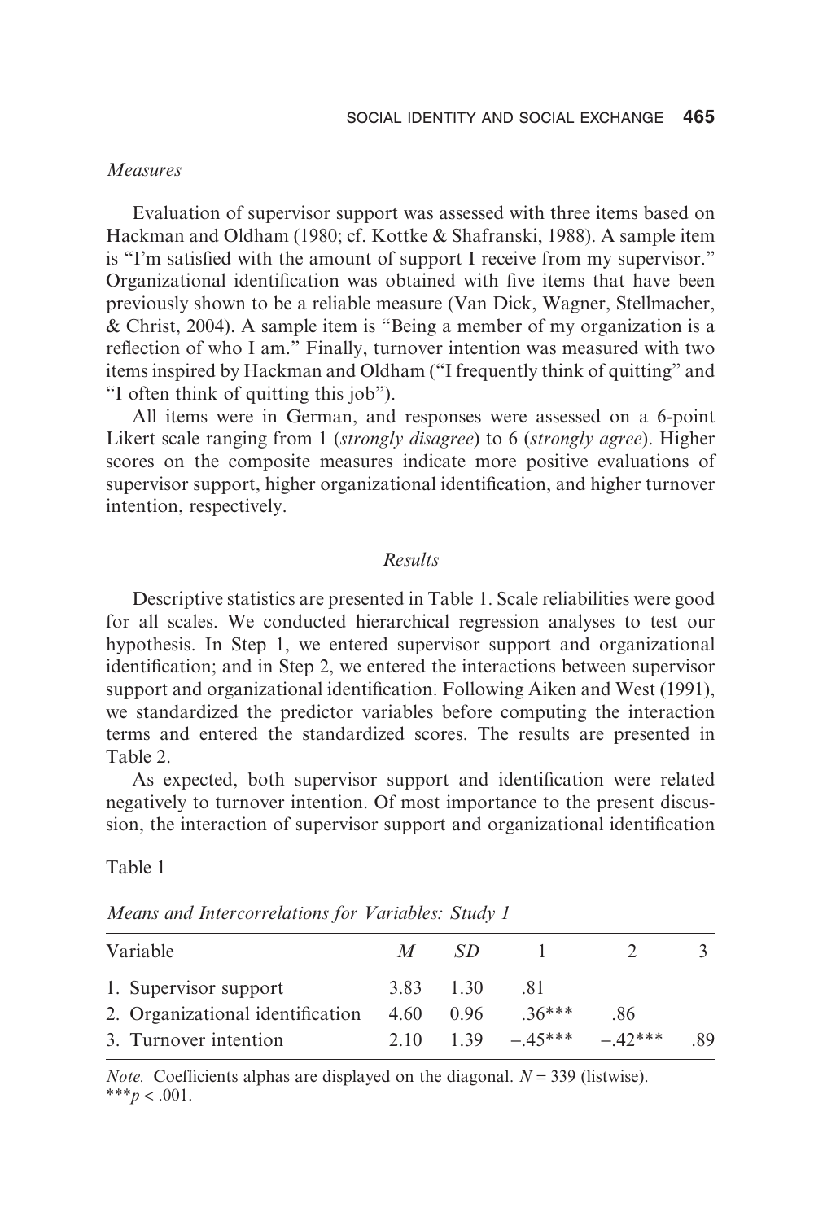### *Measures*

Evaluation of supervisor support was assessed with three items based on Hackman and Oldham (1980; cf. Kottke & Shafranski, 1988). A sample item is "I'm satisfied with the amount of support I receive from my supervisor." Organizational identification was obtained with five items that have been previously shown to be a reliable measure (Van Dick, Wagner, Stellmacher, & Christ, 2004). A sample item is "Being a member of my organization is a reflection of who I am." Finally, turnover intention was measured with two items inspired by Hackman and Oldham ("I frequently think of quitting" and "I often think of quitting this job").

All items were in German, and responses were assessed on a 6-point Likert scale ranging from 1 (*strongly disagree*) to 6 (*strongly agree*). Higher scores on the composite measures indicate more positive evaluations of supervisor support, higher organizational identification, and higher turnover intention, respectively.

## *Results*

Descriptive statistics are presented in Table 1. Scale reliabilities were good for all scales. We conducted hierarchical regression analyses to test our hypothesis. In Step 1, we entered supervisor support and organizational identification; and in Step 2, we entered the interactions between supervisor support and organizational identification. Following Aiken and West (1991), we standardized the predictor variables before computing the interaction terms and entered the standardized scores. The results are presented in Table 2.

As expected, both supervisor support and identification were related negatively to turnover intention. Of most importance to the present discussion, the interaction of supervisor support and organizational identification

Table 1

*Means and Intercorrelations for Variables: Study 1*

| Variable | *M* | *SD* | 1 | 2 | 3 |
|---|---|---|---|---|---|
| 1. Supervisor support | 3.83 | 1.30 | .81 | | |
| 2. Organizational identification | 4.60 | 0.96 | .36*** | .86 | |
| 3. Turnover intention | 2.10 | 1.39 | −.45*** | −.42*** | .89 |

*Note.* Coefficients alphas are displayed on the diagonal. $N = 339$ (listwise).
*** $p < .001$.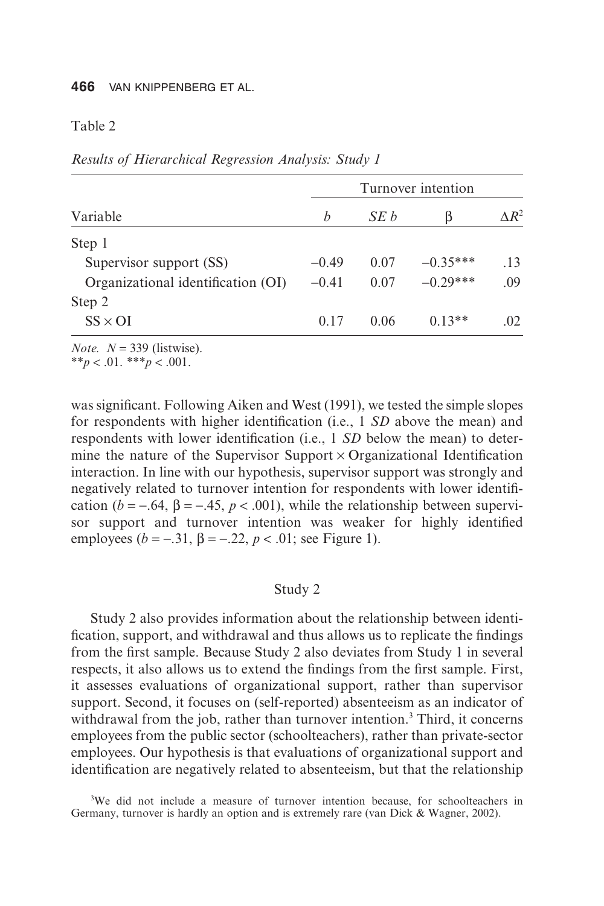Table 2

*Results of Hierarchical Regression Analysis: Study 1*

| | Turnover intention | | | |
|---|---|---|---|---|
| Variable | *b* | *SE b* | β | $\Delta R^2$ |
| Step 1 | | | | |
| Supervisor support (SS) | −0.49 | 0.07 | −0.35*** | .13 |
| Organizational identification (OI) | −0.41 | 0.07 | −0.29*** | .09 |
| Step 2 | | | | |
| SS × OI | 0.17 | 0.06 | 0.13** | .02 |

*Note.* $N = 339$ (listwise).
** $p < .01$. *** $p < .001$.

was significant. Following Aiken and West (1991), we tested the simple slopes for respondents with higher identification (i.e., 1 *SD* above the mean) and respondents with lower identification (i.e., 1 *SD* below the mean) to determine the nature of the Supervisor Support × Organizational Identification interaction. In line with our hypothesis, supervisor support was strongly and negatively related to turnover intention for respondents with lower identification ($b = -.64$, $\beta = -.45$, $p < .001$), while the relationship between supervisor support and turnover intention was weaker for highly identified employees ($b = -.31$, $\beta = -.22$, $p < .01$; see Figure 1).

## Study 2

Study 2 also provides information about the relationship between identification, support, and withdrawal and thus allows us to replicate the findings from the first sample. Because Study 2 also deviates from Study 1 in several respects, it also allows us to extend the findings from the first sample. First, it assesses evaluations of organizational support, rather than supervisor support. Second, it focuses on (self-reported) absenteeism as an indicator of withdrawal from the job, rather than turnover intention.[3] Third, it concerns employees from the public sector (schoolteachers), rather than private-sector employees. Our hypothesis is that evaluations of organizational support and identification are negatively related to absenteeism, but that the relationship

[3]We did not include a measure of turnover intention because, for schoolteachers in Germany, turnover is hardly an option and is extremely rare (van Dick & Wagner, 2002).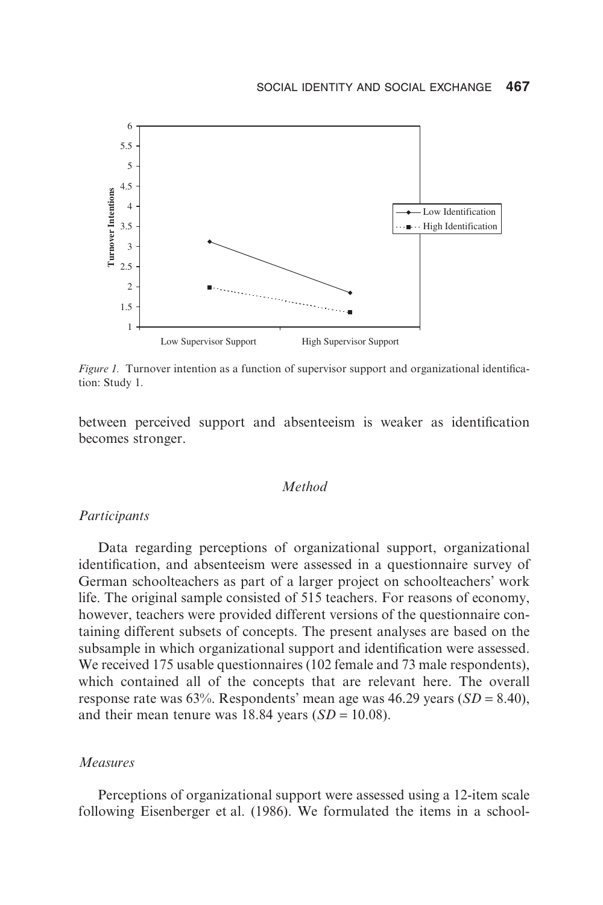*Figure 1.* Turnover intention as a function of supervisor support and organizational identification: Study 1.

between perceived support and absenteeism is weaker as identification becomes stronger.

## *Method*

### *Participants*

Data regarding perceptions of organizational support, organizational identification, and absenteeism were assessed in a questionnaire survey of German schoolteachers as part of a larger project on schoolteachers' work life. The original sample consisted of 515 teachers. For reasons of economy, however, teachers were provided different versions of the questionnaire containing different subsets of concepts. The present analyses are based on the subsample in which organizational support and identification were assessed. We received 175 usable questionnaires (102 female and 73 male respondents), which contained all of the concepts that are relevant here. The overall response rate was 63%. Respondents' mean age was 46.29 years ($SD = 8.40$), and their mean tenure was 18.84 years ($SD = 10.08$).

### *Measures*

Perceptions of organizational support were assessed using a 12-item scale following Eisenberger et al. (1986). We formulated the items in a school-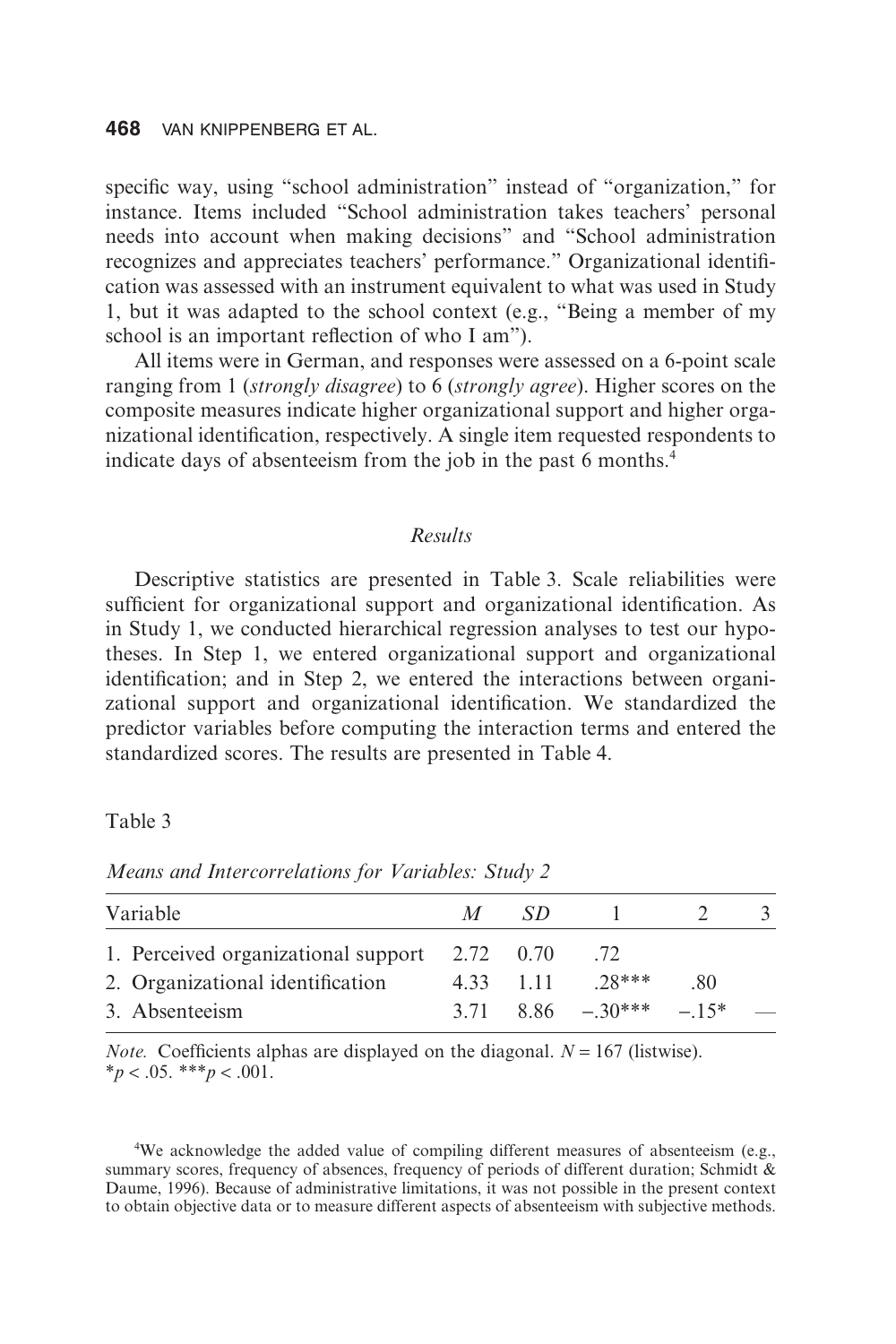specific way, using "school administration" instead of "organization," for instance. Items included "School administration takes teachers' personal needs into account when making decisions" and "School administration recognizes and appreciates teachers' performance." Organizational identification was assessed with an instrument equivalent to what was used in Study 1, but it was adapted to the school context (e.g., "Being a member of my school is an important reflection of who I am").

All items were in German, and responses were assessed on a 6-point scale ranging from 1 (*strongly disagree*) to 6 (*strongly agree*). Higher scores on the composite measures indicate higher organizational support and higher organizational identification, respectively. A single item requested respondents to indicate days of absenteeism from the job in the past 6 months.[4]

### *Results*

Descriptive statistics are presented in Table 3. Scale reliabilities were sufficient for organizational support and organizational identification. As in Study 1, we conducted hierarchical regression analyses to test our hypotheses. In Step 1, we entered organizational support and organizational identification; and in Step 2, we entered the interactions between organizational support and organizational identification. We standardized the predictor variables before computing the interaction terms and entered the standardized scores. The results are presented in Table 4.

Table 3

*Means and Intercorrelations for Variables: Study 2*

| Variable | *M* | *SD* | 1 | 2 | 3 |
|---|---|---|---|---|---|
| 1. Perceived organizational support | 2.72 | 0.70 | .72 | | |
| 2. Organizational identification | 4.33 | 1.11 | .28*** | .80 | |
| 3. Absenteeism | 3.71 | 8.86 | −.30*** | −.15* | — |

*Note.* Coefficients alphas are displayed on the diagonal. $N = 167$ (listwise).
*$p < .05$. ***$p < .001$.

[4]We acknowledge the added value of compiling different measures of absenteeism (e.g., summary scores, frequency of absences, frequency of periods of different duration; Schmidt & Daume, 1996). Because of administrative limitations, it was not possible in the present context to obtain objective data or to measure different aspects of absenteeism with subjective methods.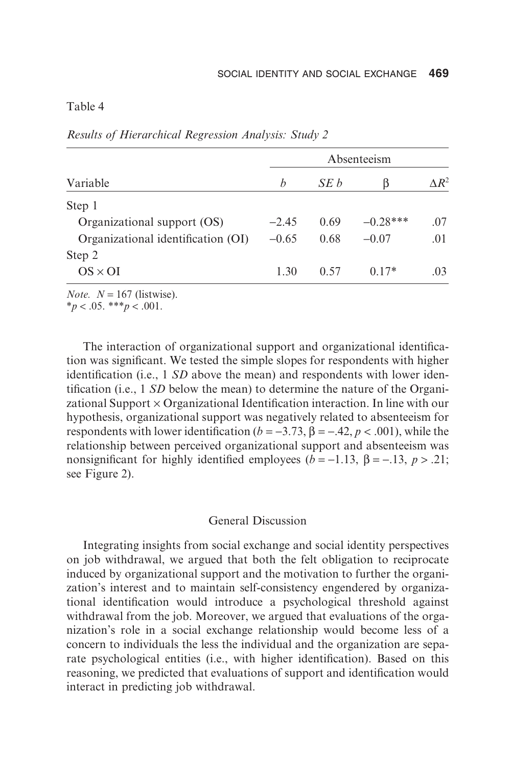Table 4

*Results of Hierarchical Regression Analysis: Study 2*

| | Absenteeism | | | |
|---|---|---|---|---|
| Variable | $b$ | $SE\ b$ | β | $\Delta R^2$ |
| Step 1 | | | | |
| Organizational support (OS) | −2.45 | 0.69 | −0.28*** | .07 |
| Organizational identification (OI) | −0.65 | 0.68 | −0.07 | .01 |
| Step 2 | | | | |
| OS × OI | 1.30 | 0.57 | 0.17* | .03 |

*Note.* $N = 167$ (listwise).
*$p < .05$. ***$p < .001$.

The interaction of organizational support and organizational identification was significant. We tested the simple slopes for respondents with higher identification (i.e., 1 *SD* above the mean) and respondents with lower identification (i.e., 1 *SD* below the mean) to determine the nature of the Organizational Support × Organizational Identification interaction. In line with our hypothesis, organizational support was negatively related to absenteeism for respondents with lower identification ($b = -3.73$, $\beta = -.42$, $p < .001$), while the relationship between perceived organizational support and absenteeism was nonsignificant for highly identified employees ($b = -1.13$, $\beta = -.13$, $p > .21$; see Figure 2).

## General Discussion

Integrating insights from social exchange and social identity perspectives on job withdrawal, we argued that both the felt obligation to reciprocate induced by organizational support and the motivation to further the organization's interest and to maintain self-consistency engendered by organizational identification would introduce a psychological threshold against withdrawal from the job. Moreover, we argued that evaluations of the organization's role in a social exchange relationship would become less of a concern to individuals the less the individual and the organization are separate psychological entities (i.e., with higher identification). Based on this reasoning, we predicted that evaluations of support and identification would interact in predicting job withdrawal.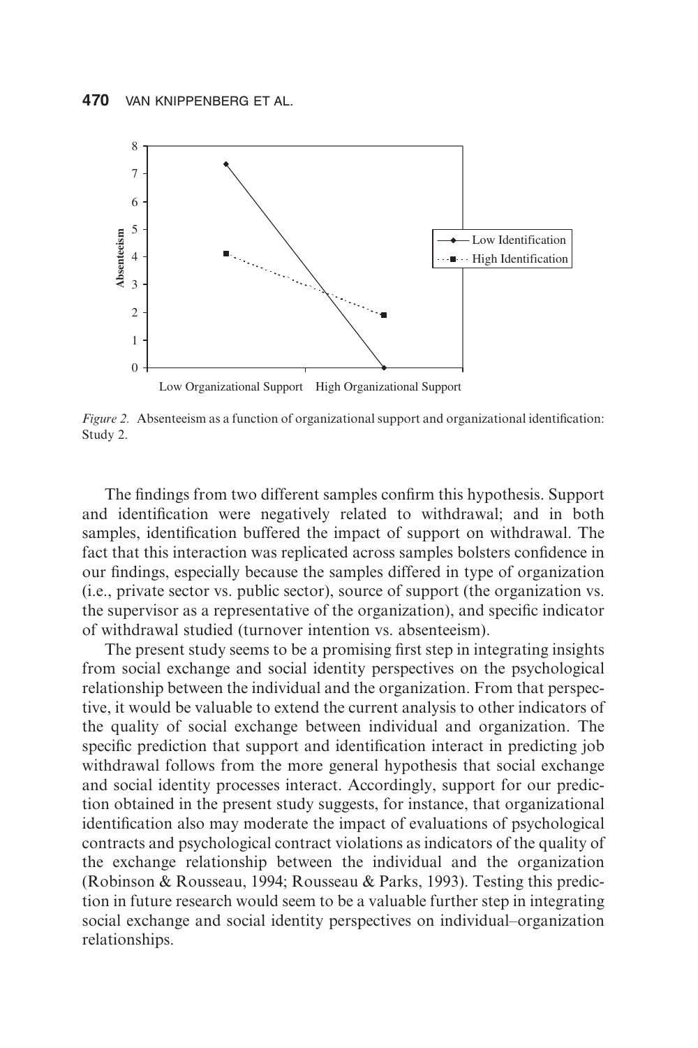*Figure 2.* Absenteeism as a function of organizational support and organizational identification: Study 2.

The findings from two different samples confirm this hypothesis. Support and identification were negatively related to withdrawal; and in both samples, identification buffered the impact of support on withdrawal. The fact that this interaction was replicated across samples bolsters confidence in our findings, especially because the samples differed in type of organization (i.e., private sector vs. public sector), source of support (the organization vs. the supervisor as a representative of the organization), and specific indicator of withdrawal studied (turnover intention vs. absenteeism).

The present study seems to be a promising first step in integrating insights from social exchange and social identity perspectives on the psychological relationship between the individual and the organization. From that perspective, it would be valuable to extend the current analysis to other indicators of the quality of social exchange between individual and organization. The specific prediction that support and identification interact in predicting job withdrawal follows from the more general hypothesis that social exchange and social identity processes interact. Accordingly, support for our prediction obtained in the present study suggests, for instance, that organizational identification also may moderate the impact of evaluations of psychological contracts and psychological contract violations as indicators of the quality of the exchange relationship between the individual and the organization (Robinson & Rousseau, 1994; Rousseau & Parks, 1993). Testing this prediction in future research would seem to be a valuable further step in integrating social exchange and social identity perspectives on individual–organization relationships.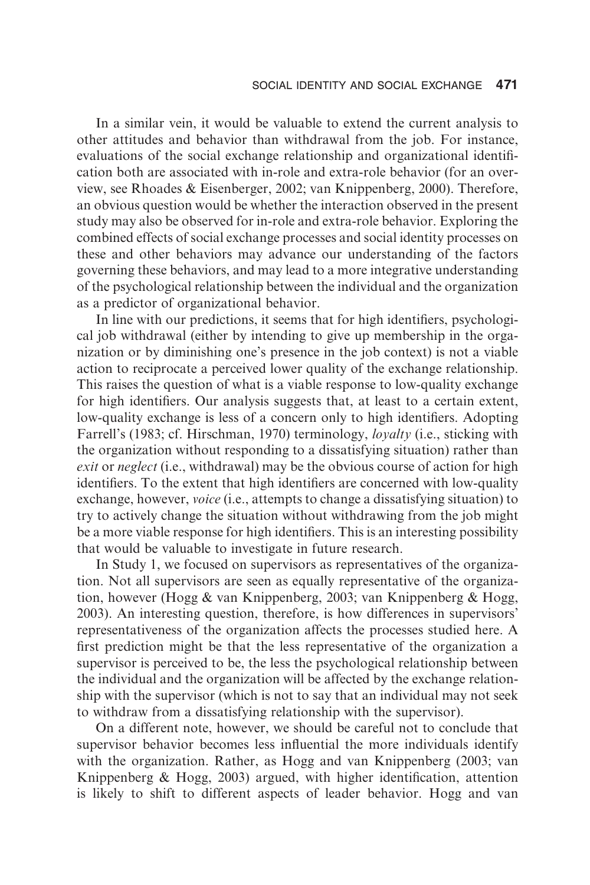In a similar vein, it would be valuable to extend the current analysis to other attitudes and behavior than withdrawal from the job. For instance, evaluations of the social exchange relationship and organizational identification both are associated with in-role and extra-role behavior (for an overview, see Rhoades & Eisenberger, 2002; van Knippenberg, 2000). Therefore, an obvious question would be whether the interaction observed in the present study may also be observed for in-role and extra-role behavior. Exploring the combined effects of social exchange processes and social identity processes on these and other behaviors may advance our understanding of the factors governing these behaviors, and may lead to a more integrative understanding of the psychological relationship between the individual and the organization as a predictor of organizational behavior.

In line with our predictions, it seems that for high identifiers, psychological job withdrawal (either by intending to give up membership in the organization or by diminishing one's presence in the job context) is not a viable action to reciprocate a perceived lower quality of the exchange relationship. This raises the question of what is a viable response to low-quality exchange for high identifiers. Our analysis suggests that, at least to a certain extent, low-quality exchange is less of a concern only to high identifiers. Adopting Farrell's (1983; cf. Hirschman, 1970) terminology, *loyalty* (i.e., sticking with the organization without responding to a dissatisfying situation) rather than *exit* or *neglect* (i.e., withdrawal) may be the obvious course of action for high identifiers. To the extent that high identifiers are concerned with low-quality exchange, however, *voice* (i.e., attempts to change a dissatisfying situation) to try to actively change the situation without withdrawing from the job might be a more viable response for high identifiers. This is an interesting possibility that would be valuable to investigate in future research.

In Study 1, we focused on supervisors as representatives of the organization. Not all supervisors are seen as equally representative of the organization, however (Hogg & van Knippenberg, 2003; van Knippenberg & Hogg, 2003). An interesting question, therefore, is how differences in supervisors' representativeness of the organization affects the processes studied here. A first prediction might be that the less representative of the organization a supervisor is perceived to be, the less the psychological relationship between the individual and the organization will be affected by the exchange relationship with the supervisor (which is not to say that an individual may not seek to withdraw from a dissatisfying relationship with the supervisor).

On a different note, however, we should be careful not to conclude that supervisor behavior becomes less influential the more individuals identify with the organization. Rather, as Hogg and van Knippenberg (2003; van Knippenberg & Hogg, 2003) argued, with higher identification, attention is likely to shift to different aspects of leader behavior. Hogg and van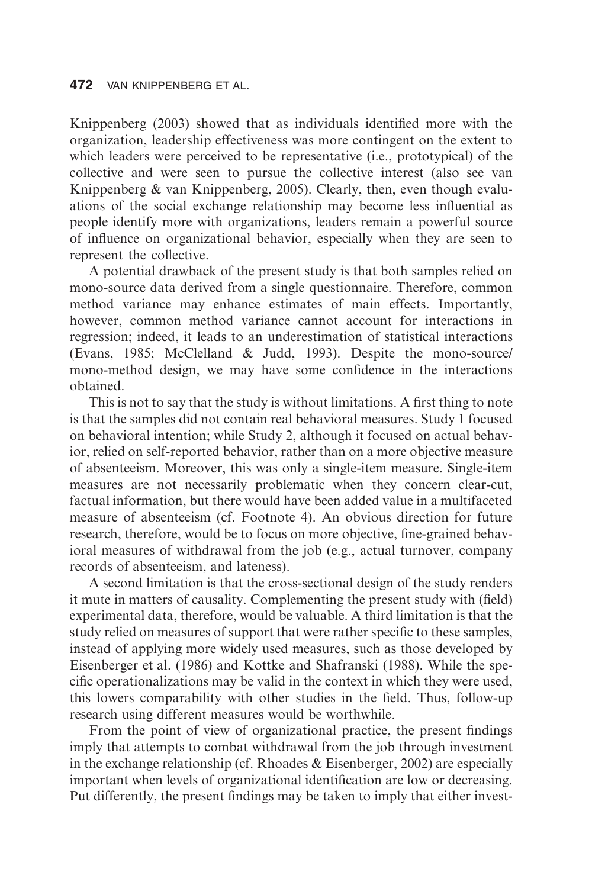Knippenberg (2003) showed that as individuals identified more with the organization, leadership effectiveness was more contingent on the extent to which leaders were perceived to be representative (i.e., prototypical) of the collective and were seen to pursue the collective interest (also see van Knippenberg & van Knippenberg, 2005). Clearly, then, even though evaluations of the social exchange relationship may become less influential as people identify more with organizations, leaders remain a powerful source of influence on organizational behavior, especially when they are seen to represent the collective.

A potential drawback of the present study is that both samples relied on mono-source data derived from a single questionnaire. Therefore, common method variance may enhance estimates of main effects. Importantly, however, common method variance cannot account for interactions in regression; indeed, it leads to an underestimation of statistical interactions (Evans, 1985; McClelland & Judd, 1993). Despite the mono-source/mono-method design, we may have some confidence in the interactions obtained.

This is not to say that the study is without limitations. A first thing to note is that the samples did not contain real behavioral measures. Study 1 focused on behavioral intention; while Study 2, although it focused on actual behavior, relied on self-reported behavior, rather than on a more objective measure of absenteeism. Moreover, this was only a single-item measure. Single-item measures are not necessarily problematic when they concern clear-cut, factual information, but there would have been added value in a multifaceted measure of absenteeism (cf. Footnote 4). An obvious direction for future research, therefore, would be to focus on more objective, fine-grained behavioral measures of withdrawal from the job (e.g., actual turnover, company records of absenteeism, and lateness).

A second limitation is that the cross-sectional design of the study renders it mute in matters of causality. Complementing the present study with (field) experimental data, therefore, would be valuable. A third limitation is that the study relied on measures of support that were rather specific to these samples, instead of applying more widely used measures, such as those developed by Eisenberger et al. (1986) and Kottke and Shafranski (1988). While the specific operationalizations may be valid in the context in which they were used, this lowers comparability with other studies in the field. Thus, follow-up research using different measures would be worthwhile.

From the point of view of organizational practice, the present findings imply that attempts to combat withdrawal from the job through investment in the exchange relationship (cf. Rhoades & Eisenberger, 2002) are especially important when levels of organizational identification are low or decreasing. Put differently, the present findings may be taken to imply that either invest-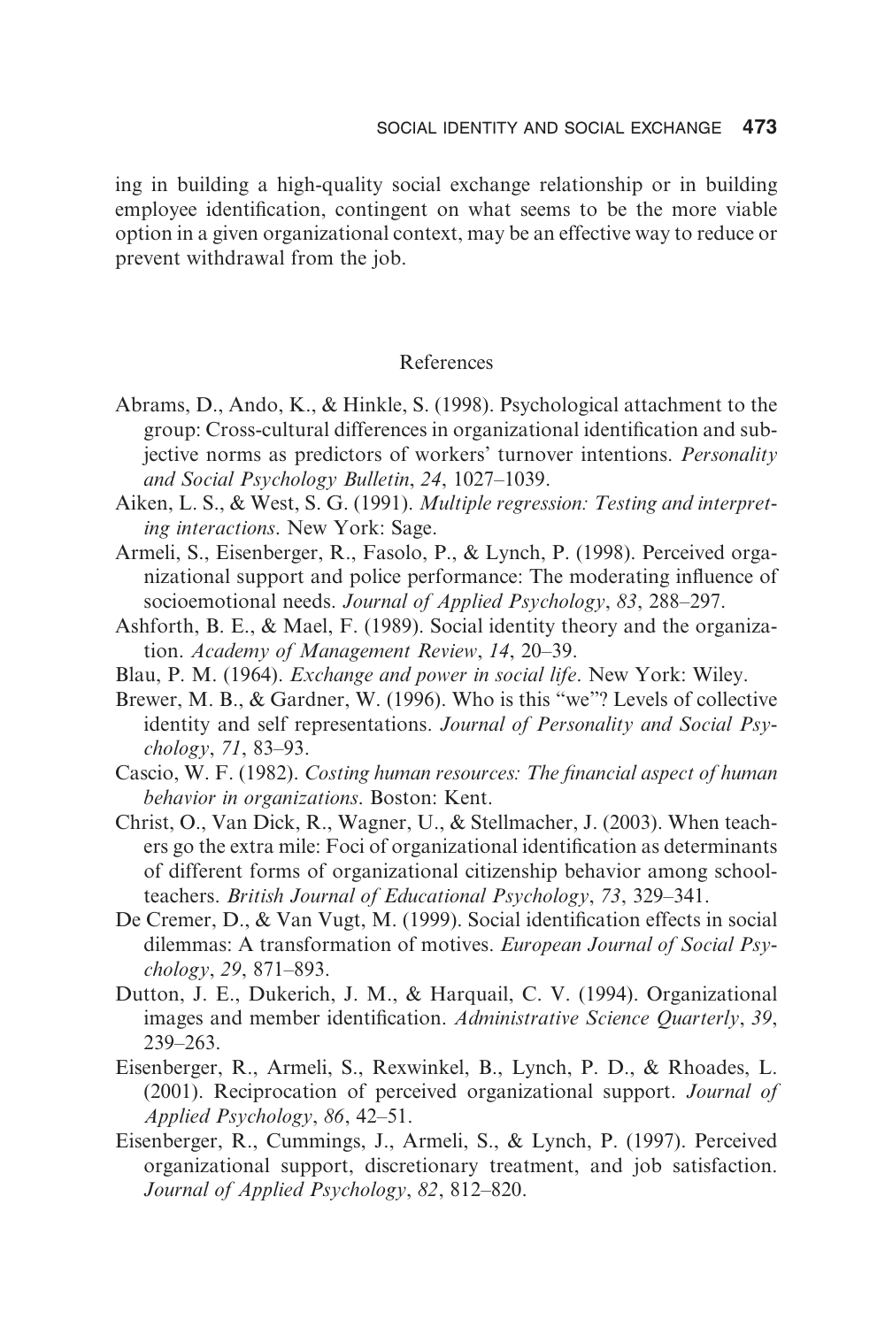ing in building a high-quality social exchange relationship or in building employee identification, contingent on what seems to be the more viable option in a given organizational context, may be an effective way to reduce or prevent withdrawal from the job.

## References

Abrams, D., Ando, K., & Hinkle, S. (1998). Psychological attachment to the group: Cross-cultural differences in organizational identification and subjective norms as predictors of workers' turnover intentions. *Personality and Social Psychology Bulletin*, *24*, 1027–1039.

Aiken, L. S., & West, S. G. (1991). *Multiple regression: Testing and interpreting interactions*. New York: Sage.

Armeli, S., Eisenberger, R., Fasolo, P., & Lynch, P. (1998). Perceived organizational support and police performance: The moderating influence of socioemotional needs. *Journal of Applied Psychology*, *83*, 288–297.

Ashforth, B. E., & Mael, F. (1989). Social identity theory and the organization. *Academy of Management Review*, *14*, 20–39.

Blau, P. M. (1964). *Exchange and power in social life*. New York: Wiley.

Brewer, M. B., & Gardner, W. (1996). Who is this "we"? Levels of collective identity and self representations. *Journal of Personality and Social Psychology*, *71*, 83–93.

Cascio, W. F. (1982). *Costing human resources: The financial aspect of human behavior in organizations*. Boston: Kent.

Christ, O., Van Dick, R., Wagner, U., & Stellmacher, J. (2003). When teachers go the extra mile: Foci of organizational identification as determinants of different forms of organizational citizenship behavior among schoolteachers. *British Journal of Educational Psychology*, *73*, 329–341.

De Cremer, D., & Van Vugt, M. (1999). Social identification effects in social dilemmas: A transformation of motives. *European Journal of Social Psychology*, *29*, 871–893.

Dutton, J. E., Dukerich, J. M., & Harquail, C. V. (1994). Organizational images and member identification. *Administrative Science Quarterly*, *39*, 239–263.

Eisenberger, R., Armeli, S., Rexwinkel, B., Lynch, P. D., & Rhoades, L. (2001). Reciprocation of perceived organizational support. *Journal of Applied Psychology*, *86*, 42–51.

Eisenberger, R., Cummings, J., Armeli, S., & Lynch, P. (1997). Perceived organizational support, discretionary treatment, and job satisfaction. *Journal of Applied Psychology*, *82*, 812–820.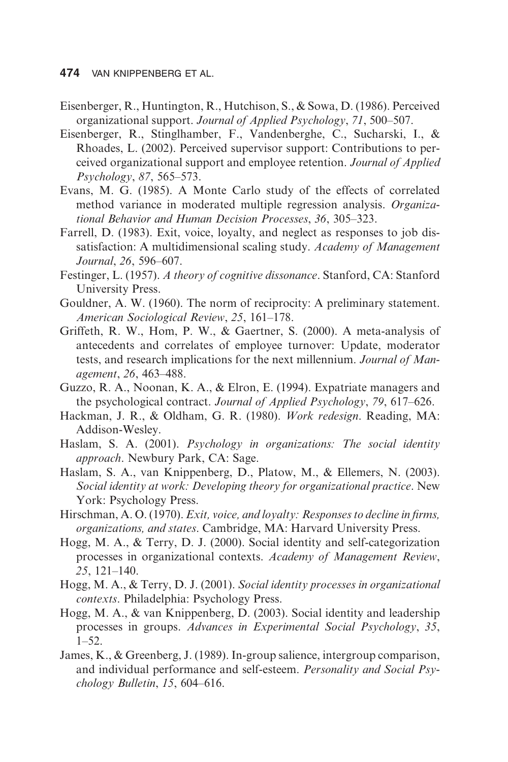Eisenberger, R., Huntington, R., Hutchison, S., & Sowa, D. (1986). Perceived organizational support. *Journal of Applied Psychology*, *71*, 500–507.

Eisenberger, R., Stinglhamber, F., Vandenberghe, C., Sucharski, I., & Rhoades, L. (2002). Perceived supervisor support: Contributions to perceived organizational support and employee retention. *Journal of Applied Psychology*, *87*, 565–573.

Evans, M. G. (1985). A Monte Carlo study of the effects of correlated method variance in moderated multiple regression analysis. *Organizational Behavior and Human Decision Processes*, *36*, 305–323.

Farrell, D. (1983). Exit, voice, loyalty, and neglect as responses to job dissatisfaction: A multidimensional scaling study. *Academy of Management Journal*, *26*, 596–607.

Festinger, L. (1957). *A theory of cognitive dissonance*. Stanford, CA: Stanford University Press.

Gouldner, A. W. (1960). The norm of reciprocity: A preliminary statement. *American Sociological Review*, *25*, 161–178.

Griffeth, R. W., Hom, P. W., & Gaertner, S. (2000). A meta-analysis of antecedents and correlates of employee turnover: Update, moderator tests, and research implications for the next millennium. *Journal of Management*, *26*, 463–488.

Guzzo, R. A., Noonan, K. A., & Elron, E. (1994). Expatriate managers and the psychological contract. *Journal of Applied Psychology*, *79*, 617–626.

Hackman, J. R., & Oldham, G. R. (1980). *Work redesign*. Reading, MA: Addison-Wesley.

Haslam, S. A. (2001). *Psychology in organizations: The social identity approach*. Newbury Park, CA: Sage.

Haslam, S. A., van Knippenberg, D., Platow, M., & Ellemers, N. (2003). *Social identity at work: Developing theory for organizational practice*. New York: Psychology Press.

Hirschman, A. O. (1970). *Exit, voice, and loyalty: Responses to decline in firms, organizations, and states*. Cambridge, MA: Harvard University Press.

Hogg, M. A., & Terry, D. J. (2000). Social identity and self-categorization processes in organizational contexts. *Academy of Management Review*, *25*, 121–140.

Hogg, M. A., & Terry, D. J. (2001). *Social identity processes in organizational contexts*. Philadelphia: Psychology Press.

Hogg, M. A., & van Knippenberg, D. (2003). Social identity and leadership processes in groups. *Advances in Experimental Social Psychology*, *35*, 1–52.

James, K., & Greenberg, J. (1989). In-group salience, intergroup comparison, and individual performance and self-esteem. *Personality and Social Psychology Bulletin*, *15*, 604–616.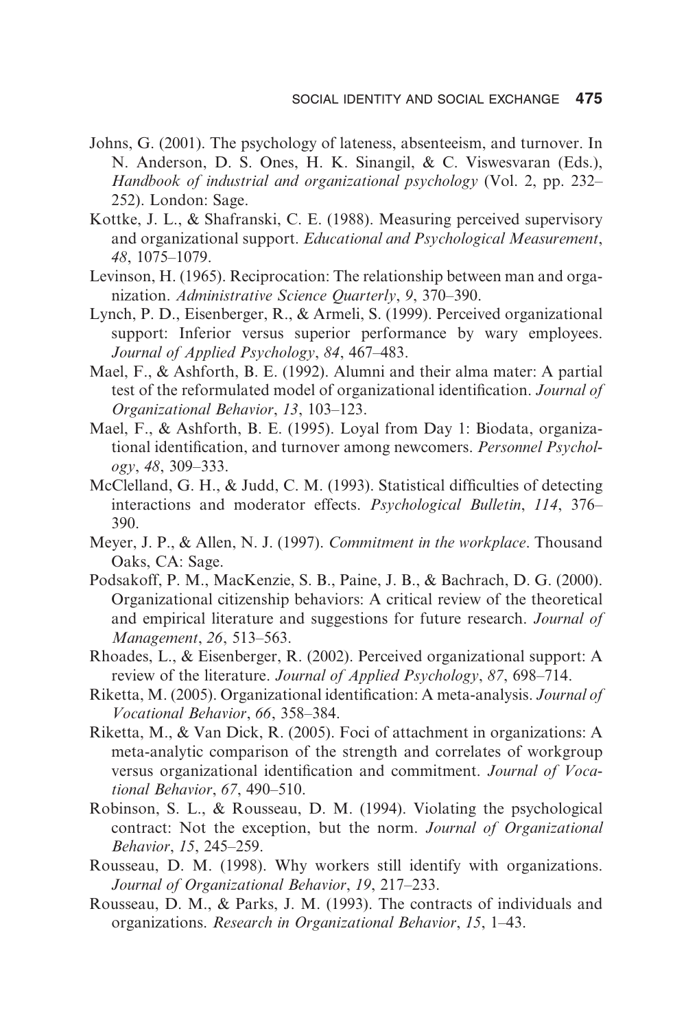Johns, G. (2001). The psychology of lateness, absenteeism, and turnover. In N. Anderson, D. S. Ones, H. K. Sinangil, & C. Viswesvaran (Eds.), *Handbook of industrial and organizational psychology* (Vol. 2, pp. 232–252). London: Sage.

Kottke, J. L., & Shafranski, C. E. (1988). Measuring perceived supervisory and organizational support. *Educational and Psychological Measurement*, *48*, 1075–1079.

Levinson, H. (1965). Reciprocation: The relationship between man and organization. *Administrative Science Quarterly*, *9*, 370–390.

Lynch, P. D., Eisenberger, R., & Armeli, S. (1999). Perceived organizational support: Inferior versus superior performance by wary employees. *Journal of Applied Psychology*, *84*, 467–483.

Mael, F., & Ashforth, B. E. (1992). Alumni and their alma mater: A partial test of the reformulated model of organizational identification. *Journal of Organizational Behavior*, *13*, 103–123.

Mael, F., & Ashforth, B. E. (1995). Loyal from Day 1: Biodata, organizational identification, and turnover among newcomers. *Personnel Psychology*, *48*, 309–333.

McClelland, G. H., & Judd, C. M. (1993). Statistical difficulties of detecting interactions and moderator effects. *Psychological Bulletin*, *114*, 376–390.

Meyer, J. P., & Allen, N. J. (1997). *Commitment in the workplace*. Thousand Oaks, CA: Sage.

Podsakoff, P. M., MacKenzie, S. B., Paine, J. B., & Bachrach, D. G. (2000). Organizational citizenship behaviors: A critical review of the theoretical and empirical literature and suggestions for future research. *Journal of Management*, *26*, 513–563.

Rhoades, L., & Eisenberger, R. (2002). Perceived organizational support: A review of the literature. *Journal of Applied Psychology*, *87*, 698–714.

Riketta, M. (2005). Organizational identification: A meta-analysis. *Journal of Vocational Behavior*, *66*, 358–384.

Riketta, M., & Van Dick, R. (2005). Foci of attachment in organizations: A meta-analytic comparison of the strength and correlates of workgroup versus organizational identification and commitment. *Journal of Vocational Behavior*, *67*, 490–510.

Robinson, S. L., & Rousseau, D. M. (1994). Violating the psychological contract: Not the exception, but the norm. *Journal of Organizational Behavior*, *15*, 245–259.

Rousseau, D. M. (1998). Why workers still identify with organizations. *Journal of Organizational Behavior*, *19*, 217–233.

Rousseau, D. M., & Parks, J. M. (1993). The contracts of individuals and organizations. *Research in Organizational Behavior*, *15*, 1–43.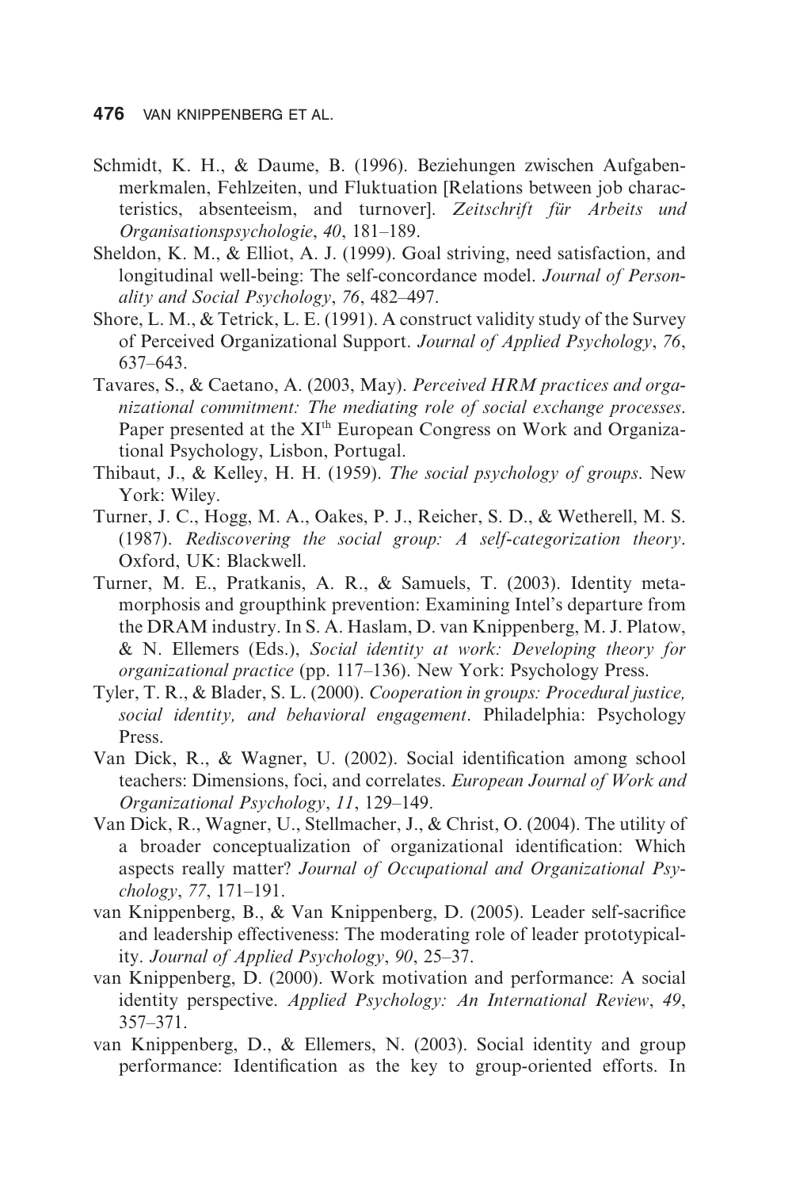Schmidt, K. H., & Daume, B. (1996). Beziehungen zwischen Aufgabenmerkmalen, Fehlzeiten, und Fluktuation [Relations between job characteristics, absenteeism, and turnover]. *Zeitschrift für Arbeits und Organisationspsychologie*, *40*, 181–189.

Sheldon, K. M., & Elliot, A. J. (1999). Goal striving, need satisfaction, and longitudinal well-being: The self-concordance model. *Journal of Personality and Social Psychology*, *76*, 482–497.

Shore, L. M., & Tetrick, L. E. (1991). A construct validity study of the Survey of Perceived Organizational Support. *Journal of Applied Psychology*, *76*, 637–643.

Tavares, S., & Caetano, A. (2003, May). *Perceived HRM practices and organizational commitment: The mediating role of social exchange processes*. Paper presented at the XI[th] European Congress on Work and Organizational Psychology, Lisbon, Portugal.

Thibaut, J., & Kelley, H. H. (1959). *The social psychology of groups*. New York: Wiley.

Turner, J. C., Hogg, M. A., Oakes, P. J., Reicher, S. D., & Wetherell, M. S. (1987). *Rediscovering the social group: A self-categorization theory*. Oxford, UK: Blackwell.

Turner, M. E., Pratkanis, A. R., & Samuels, T. (2003). Identity metamorphosis and groupthink prevention: Examining Intel's departure from the DRAM industry. In S. A. Haslam, D. van Knippenberg, M. J. Platow, & N. Ellemers (Eds.), *Social identity at work: Developing theory for organizational practice* (pp. 117–136). New York: Psychology Press.

Tyler, T. R., & Blader, S. L. (2000). *Cooperation in groups: Procedural justice, social identity, and behavioral engagement*. Philadelphia: Psychology Press.

Van Dick, R., & Wagner, U. (2002). Social identification among school teachers: Dimensions, foci, and correlates. *European Journal of Work and Organizational Psychology*, *11*, 129–149.

Van Dick, R., Wagner, U., Stellmacher, J., & Christ, O. (2004). The utility of a broader conceptualization of organizational identification: Which aspects really matter? *Journal of Occupational and Organizational Psychology*, *77*, 171–191.

van Knippenberg, B., & Van Knippenberg, D. (2005). Leader self-sacrifice and leadership effectiveness: The moderating role of leader prototypicality. *Journal of Applied Psychology*, *90*, 25–37.

van Knippenberg, D. (2000). Work motivation and performance: A social identity perspective. *Applied Psychology: An International Review*, *49*, 357–371.

van Knippenberg, D., & Ellemers, N. (2003). Social identity and group performance: Identification as the key to group-oriented efforts. In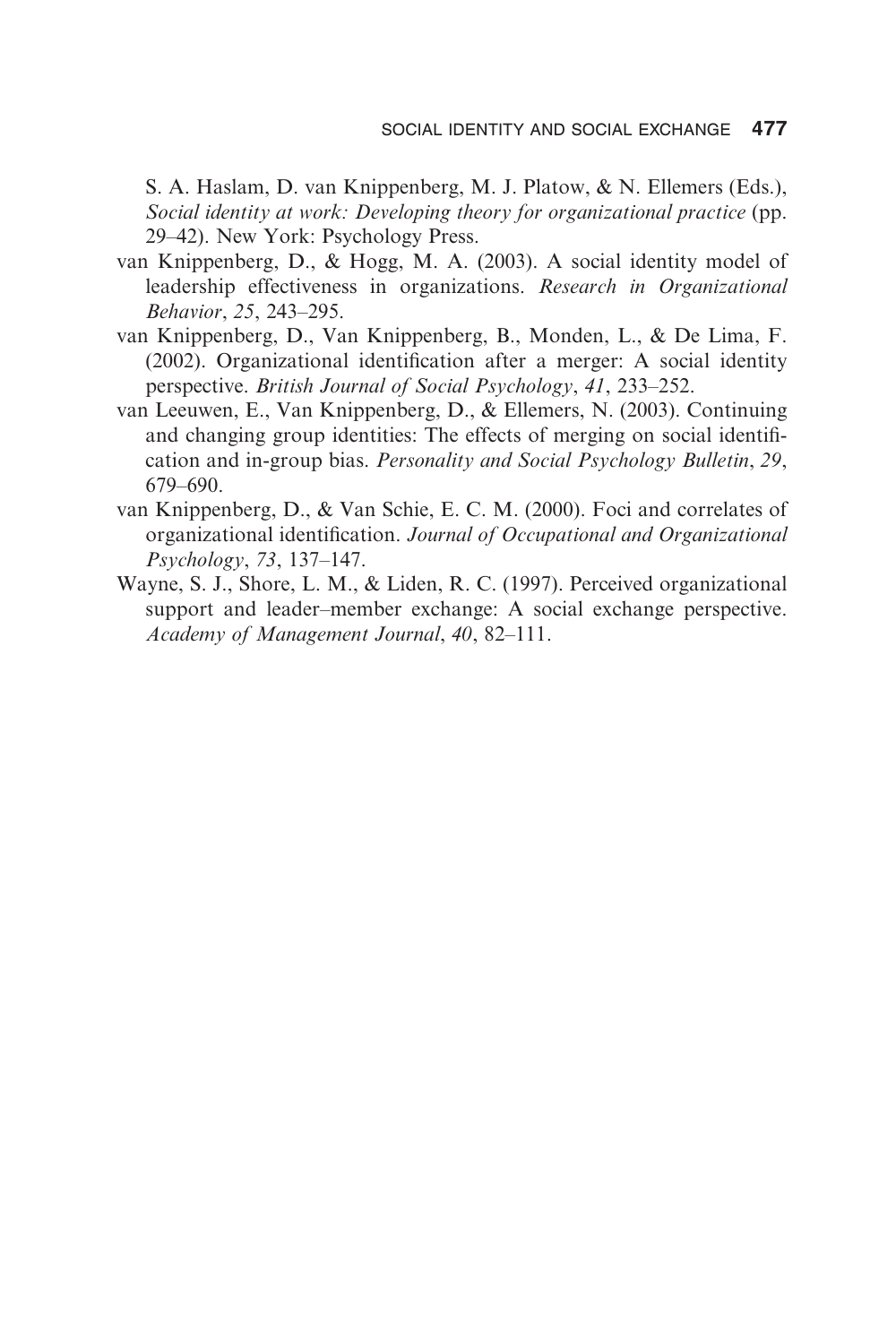S. A. Haslam, D. van Knippenberg, M. J. Platow, & N. Ellemers (Eds.), *Social identity at work: Developing theory for organizational practice* (pp. 29–42). New York: Psychology Press.

van Knippenberg, D., & Hogg, M. A. (2003). A social identity model of leadership effectiveness in organizations. *Research in Organizational Behavior*, *25*, 243–295.

van Knippenberg, D., Van Knippenberg, B., Monden, L., & De Lima, F. (2002). Organizational identification after a merger: A social identity perspective. *British Journal of Social Psychology*, *41*, 233–252.

van Leeuwen, E., Van Knippenberg, D., & Ellemers, N. (2003). Continuing and changing group identities: The effects of merging on social identification and in-group bias. *Personality and Social Psychology Bulletin*, *29*, 679–690.

van Knippenberg, D., & Van Schie, E. C. M. (2000). Foci and correlates of organizational identification. *Journal of Occupational and Organizational Psychology*, *73*, 137–147.

Wayne, S. J., Shore, L. M., & Liden, R. C. (1997). Perceived organizational support and leader–member exchange: A social exchange perspective. *Academy of Management Journal*, *40*, 82–111.